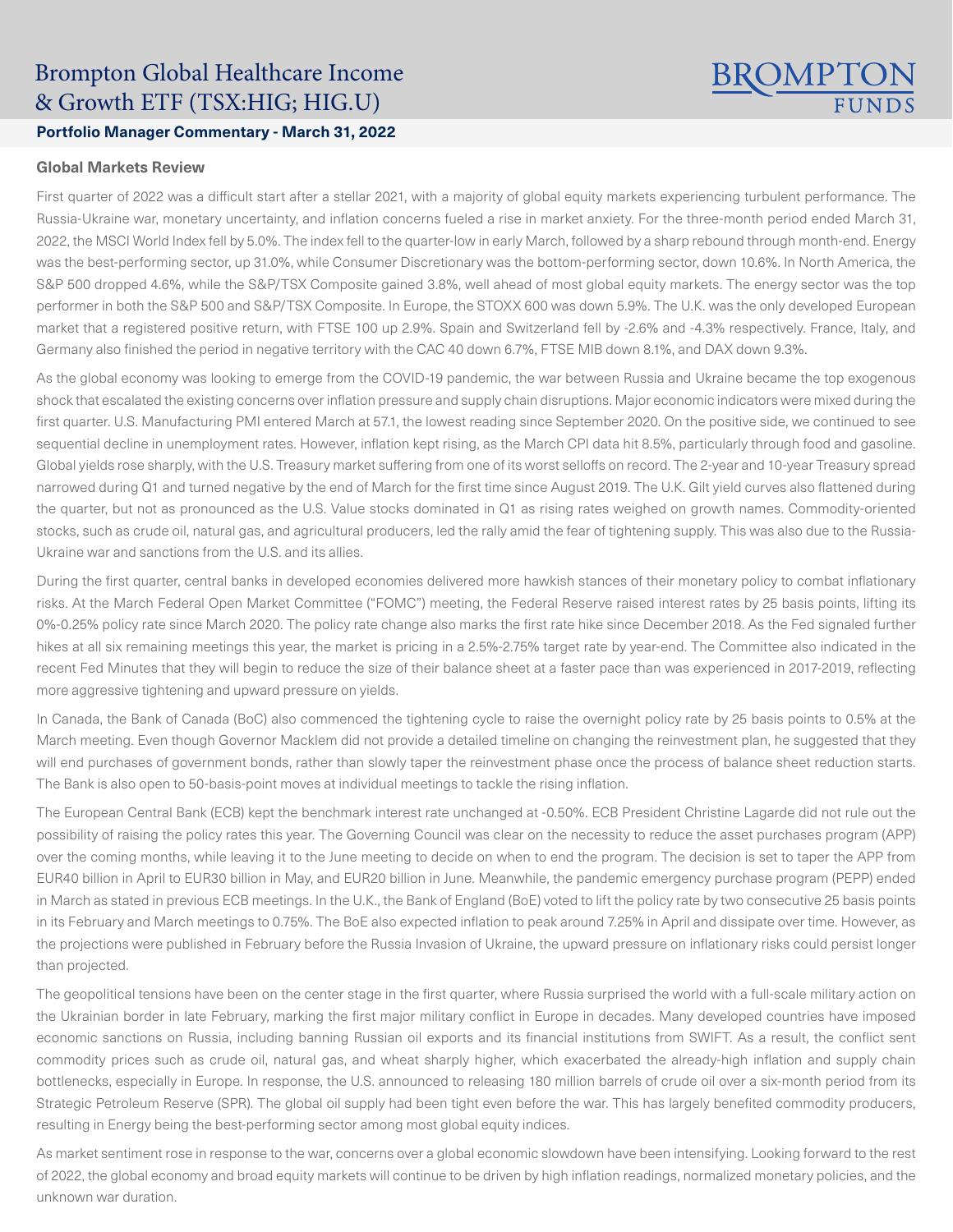# Brompton Global Healthcare Income & Growth ETF (TSX:HIG; HIG.U)

BROMPTON FUNDS

**Portfolio Manager Commentary - March 31, 2022**

## Global Markets Review

First quarter of 2022 was a difficult start after a stellar 2021, with a majority of global equity markets experiencing turbulent performance. The Russia-Ukraine war, monetary uncertainty, and inflation concerns fueled a rise in market anxiety. For the three-month period ended March 31, 2022, the MSCI World Index fell by 5.0%. The index fell to the quarter-low in early March, followed by a sharp rebound through month-end. Energy was the best-performing sector, up 31.0%, while Consumer Discretionary was the bottom-performing sector, down 10.6%. In North America, the S&P 500 dropped 4.6%, while the S&P/TSX Composite gained 3.8%, well ahead of most global equity markets. The energy sector was the top performer in both the S&P 500 and S&P/TSX Composite. In Europe, the STOXX 600 was down 5.9%. The U.K. was the only developed European market that a registered positive return, with FTSE 100 up 2.9%. Spain and Switzerland fell by -2.6% and -4.3% respectively. France, Italy, and Germany also finished the period in negative territory with the CAC 40 down 6.7%, FTSE MIB down 8.1%, and DAX down 9.3%.

As the global economy was looking to emerge from the COVID-19 pandemic, the war between Russia and Ukraine became the top exogenous shock that escalated the existing concerns over inflation pressure and supply chain disruptions. Major economic indicators were mixed during the first quarter. U.S. Manufacturing PMI entered March at 57.1, the lowest reading since September 2020. On the positive side, we continued to see sequential decline in unemployment rates. However, inflation kept rising, as the March CPI data hit 8.5%, particularly through food and gasoline. Global yields rose sharply, with the U.S. Treasury market suffering from one of its worst selloffs on record. The 2-year and 10-year Treasury spread narrowed during Q1 and turned negative by the end of March for the first time since August 2019. The U.K. Gilt yield curves also flattened during the quarter, but not as pronounced as the U.S. Value stocks dominated in Q1 as rising rates weighed on growth names. Commodity-oriented stocks, such as crude oil, natural gas, and agricultural producers, led the rally amid the fear of tightening supply. This was also due to the Russia-Ukraine war and sanctions from the U.S. and its allies.

During the first quarter, central banks in developed economies delivered more hawkish stances of their monetary policy to combat inflationary risks. At the March Federal Open Market Committee ("FOMC") meeting, the Federal Reserve raised interest rates by 25 basis points, lifting its 0%-0.25% policy rate since March 2020. The policy rate change also marks the first rate hike since December 2018. As the Fed signaled further hikes at all six remaining meetings this year, the market is pricing in a 2.5%-2.75% target rate by year-end. The Committee also indicated in the recent Fed Minutes that they will begin to reduce the size of their balance sheet at a faster pace than was experienced in 2017-2019, reflecting more aggressive tightening and upward pressure on yields.

In Canada, the Bank of Canada (BoC) also commenced the tightening cycle to raise the overnight policy rate by 25 basis points to 0.5% at the March meeting. Even though Governor Macklem did not provide a detailed timeline on changing the reinvestment plan, he suggested that they will end purchases of government bonds, rather than slowly taper the reinvestment phase once the process of balance sheet reduction starts. The Bank is also open to 50-basis-point moves at individual meetings to tackle the rising inflation.

The European Central Bank (ECB) kept the benchmark interest rate unchanged at -0.50%. ECB President Christine Lagarde did not rule out the possibility of raising the policy rates this year. The Governing Council was clear on the necessity to reduce the asset purchases program (APP) over the coming months, while leaving it to the June meeting to decide on when to end the program. The decision is set to taper the APP from EUR40 billion in April to EUR30 billion in May, and EUR20 billion in June. Meanwhile, the pandemic emergency purchase program (PEPP) ended in March as stated in previous ECB meetings. In the U.K., the Bank of England (BoE) voted to lift the policy rate by two consecutive 25 basis points in its February and March meetings to 0.75%. The BoE also expected inflation to peak around 7.25% in April and dissipate over time. However, as the projections were published in February before the Russia Invasion of Ukraine, the upward pressure on inflationary risks could persist longer than projected.

The geopolitical tensions have been on the center stage in the first quarter, where Russia surprised the world with a full-scale military action on the Ukrainian border in late February, marking the first major military conflict in Europe in decades. Many developed countries have imposed economic sanctions on Russia, including banning Russian oil exports and its financial institutions from SWIFT. As a result, the conflict sent commodity prices such as crude oil, natural gas, and wheat sharply higher, which exacerbated the already-high inflation and supply chain bottlenecks, especially in Europe. In response, the U.S. announced to releasing 180 million barrels of crude oil over a six-month period from its Strategic Petroleum Reserve (SPR). The global oil supply had been tight even before the war. This has largely benefited commodity producers, resulting in Energy being the best-performing sector among most global equity indices.

As market sentiment rose in response to the war, concerns over a global economic slowdown have been intensifying. Looking forward to the rest of 2022, the global economy and broad equity markets will continue to be driven by high inflation readings, normalized monetary policies, and the unknown war duration.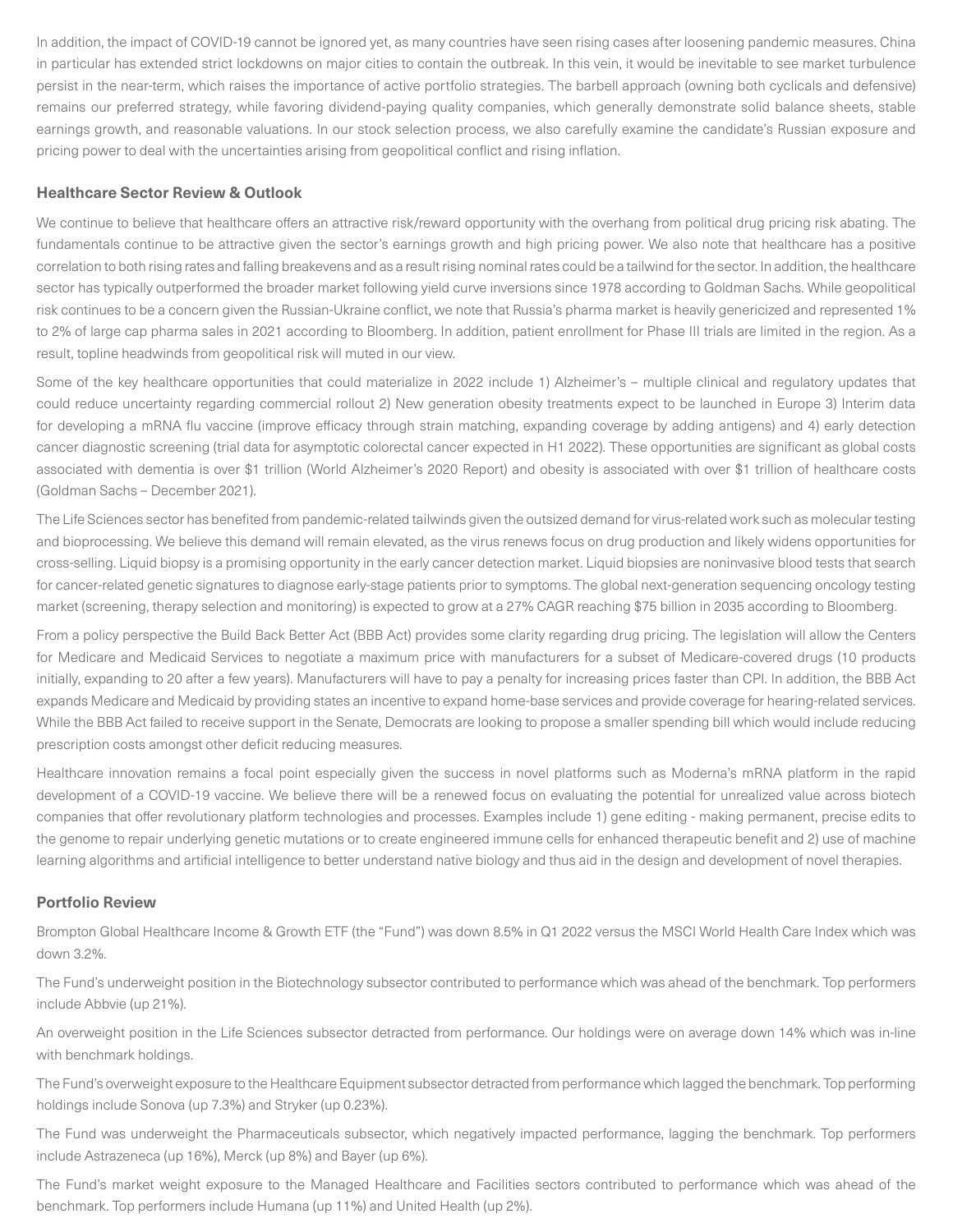In addition, the impact of COVID-19 cannot be ignored yet, as many countries have seen rising cases after loosening pandemic measures. China in particular has extended strict lockdowns on major cities to contain the outbreak. In this vein, it would be inevitable to see market turbulence persist in the near-term, which raises the importance of active portfolio strategies. The barbell approach (owning both cyclicals and defensive) remains our preferred strategy, while favoring dividend-paying quality companies, which generally demonstrate solid balance sheets, stable earnings growth, and reasonable valuations. In our stock selection process, we also carefully examine the candidate's Russian exposure and pricing power to deal with the uncertainties arising from geopolitical conflict and rising inflation.

## Healthcare Sector Review & Outlook

We continue to believe that healthcare offers an attractive risk/reward opportunity with the overhang from political drug pricing risk abating. The fundamentals continue to be attractive given the sector's earnings growth and high pricing power. We also note that healthcare has a positive correlation to both rising rates and falling breakevens and as a result rising nominal rates could be a tailwind for the sector. In addition, the healthcare sector has typically outperformed the broader market following yield curve inversions since 1978 according to Goldman Sachs. While geopolitical risk continues to be a concern given the Russian-Ukraine conflict, we note that Russia's pharma market is heavily genericized and represented 1% to 2% of large cap pharma sales in 2021 according to Bloomberg. In addition, patient enrollment for Phase III trials are limited in the region. As a result, topline headwinds from geopolitical risk will muted in our view.

Some of the key healthcare opportunities that could materialize in 2022 include 1) Alzheimer's – multiple clinical and regulatory updates that could reduce uncertainty regarding commercial rollout 2) New generation obesity treatments expect to be launched in Europe 3) Interim data for developing a mRNA flu vaccine (improve efficacy through strain matching, expanding coverage by adding antigens) and 4) early detection cancer diagnostic screening (trial data for asymptotic colorectal cancer expected in H1 2022). These opportunities are significant as global costs associated with dementia is over $1 trillion (World Alzheimer's 2020 Report) and obesity is associated with over $1 trillion of healthcare costs (Goldman Sachs – December 2021).

The Life Sciences sector has benefited from pandemic-related tailwinds given the outsized demand for virus-related work such as molecular testing and bioprocessing. We believe this demand will remain elevated, as the virus renews focus on drug production and likely widens opportunities for cross-selling. Liquid biopsy is a promising opportunity in the early cancer detection market. Liquid biopsies are noninvasive blood tests that search for cancer-related genetic signatures to diagnose early-stage patients prior to symptoms. The global next-generation sequencing oncology testing market (screening, therapy selection and monitoring) is expected to grow at a 27% CAGR reaching $75 billion in 2035 according to Bloomberg.

From a policy perspective the Build Back Better Act (BBB Act) provides some clarity regarding drug pricing. The legislation will allow the Centers for Medicare and Medicaid Services to negotiate a maximum price with manufacturers for a subset of Medicare-covered drugs (10 products initially, expanding to 20 after a few years). Manufacturers will have to pay a penalty for increasing prices faster than CPI. In addition, the BBB Act expands Medicare and Medicaid by providing states an incentive to expand home-base services and provide coverage for hearing-related services. While the BBB Act failed to receive support in the Senate, Democrats are looking to propose a smaller spending bill which would include reducing prescription costs amongst other deficit reducing measures.

Healthcare innovation remains a focal point especially given the success in novel platforms such as Moderna's mRNA platform in the rapid development of a COVID-19 vaccine. We believe there will be a renewed focus on evaluating the potential for unrealized value across biotech companies that offer revolutionary platform technologies and processes. Examples include 1) gene editing - making permanent, precise edits to the genome to repair underlying genetic mutations or to create engineered immune cells for enhanced therapeutic benefit and 2) use of machine learning algorithms and artificial intelligence to better understand native biology and thus aid in the design and development of novel therapies.

## Portfolio Review

Brompton Global Healthcare Income & Growth ETF (the "Fund") was down 8.5% in Q1 2022 versus the MSCI World Health Care Index which was down 3.2%.

The Fund's underweight position in the Biotechnology subsector contributed to performance which was ahead of the benchmark. Top performers include Abbvie (up 21%).

An overweight position in the Life Sciences subsector detracted from performance. Our holdings were on average down 14% which was in-line with benchmark holdings.

The Fund's overweight exposure to the Healthcare Equipment subsector detracted from performance which lagged the benchmark. Top performing holdings include Sonova (up 7.3%) and Stryker (up 0.23%).

The Fund was underweight the Pharmaceuticals subsector, which negatively impacted performance, lagging the benchmark. Top performers include Astrazeneca (up 16%), Merck (up 8%) and Bayer (up 6%).

The Fund's market weight exposure to the Managed Healthcare and Facilities sectors contributed to performance which was ahead of the benchmark. Top performers include Humana (up 11%) and United Health (up 2%).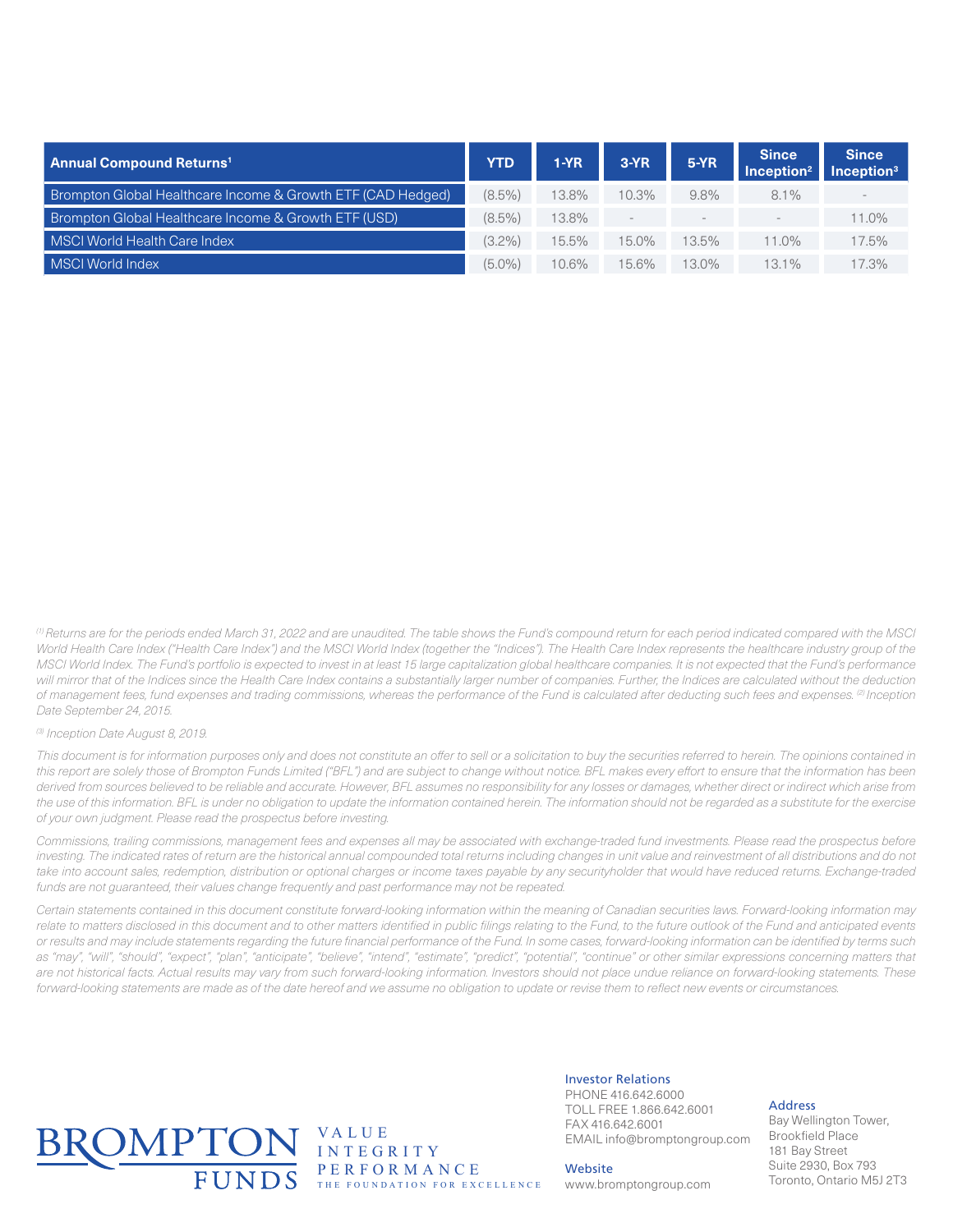| Annual Compound Returns[1] | YTD | 1-YR | 3-YR | 5-YR | Since Inception[2] | Since Inception[3] |
|---|---|---|---|---|---|---|
| Brompton Global Healthcare Income & Growth ETF (CAD Hedged) | (8.5%) | 13.8% | 10.3% | 9.8% | 8.1% | - |
| Brompton Global Healthcare Income & Growth ETF (USD) | (8.5%) | 13.8% | - | - | - | 11.0% |
| MSCI World Health Care Index | (3.2%) | 15.5% | 15.0% | 13.5% | 11.0% | 17.5% |
| MSCI World Index | (5.0%) | 10.6% | 15.6% | 13.0% | 13.1% | 17.3% |

*(1) Returns are for the periods ended March 31, 2022 and are unaudited. The table shows the Fund's compound return for each period indicated compared with the MSCI World Health Care Index ("Health Care Index") and the MSCI World Index (together the "Indices"). The Health Care Index represents the healthcare industry group of the MSCI World Index. The Fund's portfolio is expected to invest in at least 15 large capitalization global healthcare companies. It is not expected that the Fund's performance will mirror that of the Indices since the Health Care Index contains a substantially larger number of companies. Further, the Indices are calculated without the deduction of management fees, fund expenses and trading commissions, whereas the performance of the Fund is calculated after deducting such fees and expenses. (2) Inception Date September 24, 2015.*

*(3) Inception Date August 8, 2019.*

*This document is for information purposes only and does not constitute an offer to sell or a solicitation to buy the securities referred to herein. The opinions contained in this report are solely those of Brompton Funds Limited ("BFL") and are subject to change without notice. BFL makes every effort to ensure that the information has been derived from sources believed to be reliable and accurate. However, BFL assumes no responsibility for any losses or damages, whether direct or indirect which arise from the use of this information. BFL is under no obligation to update the information contained herein. The information should not be regarded as a substitute for the exercise of your own judgment. Please read the prospectus before investing.*

*Commissions, trailing commissions, management fees and expenses all may be associated with exchange-traded fund investments. Please read the prospectus before investing. The indicated rates of return are the historical annual compounded total returns including changes in unit value and reinvestment of all distributions and do not take into account sales, redemption, distribution or optional charges or income taxes payable by any securityholder that would have reduced returns. Exchange-traded funds are not guaranteed, their values change frequently and past performance may not be repeated.*

*Certain statements contained in this document constitute forward-looking information within the meaning of Canadian securities laws. Forward-looking information may relate to matters disclosed in this document and to other matters identified in public filings relating to the Fund, to the future outlook of the Fund and anticipated events or results and may include statements regarding the future financial performance of the Fund. In some cases, forward-looking information can be identified by terms such as "may", "will", "should", "expect", "plan", "anticipate", "believe", "intend", "estimate", "predict", "potential", "continue" or other similar expressions concerning matters that are not historical facts. Actual results may vary from such forward-looking information. Investors should not place undue reliance on forward-looking statements. These forward-looking statements are made as of the date hereof and we assume no obligation to update or revise them to reflect new events or circumstances.*

BROMPTON FUNDS

VALUE
INTEGRITY
PERFORMANCE
THE FOUNDATION FOR EXCELLENCE

**Investor Relations**
PHONE 416.642.6000
TOLL FREE 1.866.642.6001
FAX 416.642.6001
EMAIL info@bromptongroup.com

**Website**
www.bromptongroup.com

**Address**
Bay Wellington Tower,
Brookfield Place
181 Bay Street
Suite 2930, Box 793
Toronto, Ontario M5J 2T3